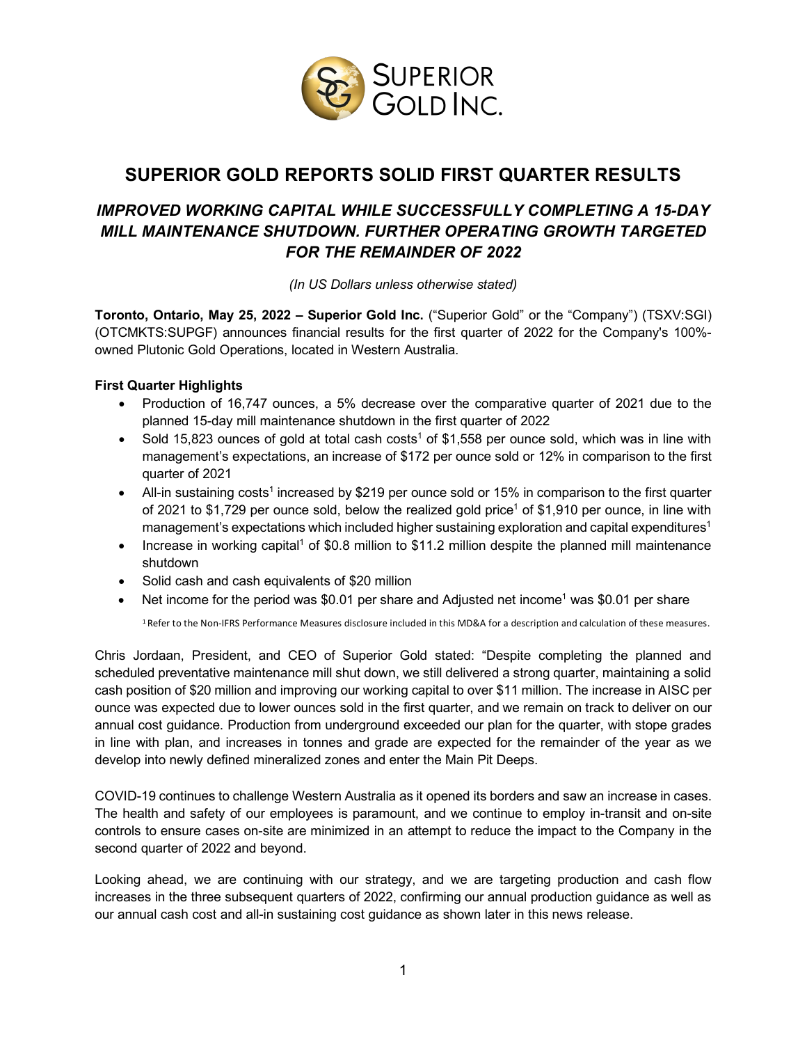# SUPERIOR GOLD REPORTS SOLID FIRST QUARTER RESULTS

## *IMPROVED WORKING CAPITAL WHILE SUCCESSFULLY COMPLETING A 15-DAY MILL MAINTENANCE SHUTDOWN. FURTHER OPERATING GROWTH TARGETED FOR THE REMAINDER OF 2022*

*(In US Dollars unless otherwise stated)*

**Toronto, Ontario, May 25, 2022 – Superior Gold Inc.** ("Superior Gold" or the "Company") (TSXV:SGI) (OTCMKTS:SUPGF) announces financial results for the first quarter of 2022 for the Company's 100%-owned Plutonic Gold Operations, located in Western Australia.

**First Quarter Highlights**

- Production of 16,747 ounces, a 5% decrease over the comparative quarter of 2021 due to the planned 15-day mill maintenance shutdown in the first quarter of 2022
- Sold 15,823 ounces of gold at total cash costs[1] of $1,558 per ounce sold, which was in line with management's expectations, an increase of $172 per ounce sold or 12% in comparison to the first quarter of 2021
- All-in sustaining costs[1] increased by $219 per ounce sold or 15% in comparison to the first quarter of 2021 to $1,729 per ounce sold, below the realized gold price[1] of $1,910 per ounce, in line with management's expectations which included higher sustaining exploration and capital expenditures[1]
- Increase in working capital[1] of $0.8 million to $11.2 million despite the planned mill maintenance shutdown
- Solid cash and cash equivalents of $20 million
- Net income for the period was $0.01 per share and Adjusted net income[1] was $0.01 per share

[1] Refer to the Non-IFRS Performance Measures disclosure included in this MD&A for a description and calculation of these measures.

Chris Jordaan, President, and CEO of Superior Gold stated: "Despite completing the planned and scheduled preventative maintenance mill shut down, we still delivered a strong quarter, maintaining a solid cash position of $20 million and improving our working capital to over $11 million. The increase in AISC per ounce was expected due to lower ounces sold in the first quarter, and we remain on track to deliver on our annual cost guidance. Production from underground exceeded our plan for the quarter, with stope grades in line with plan, and increases in tonnes and grade are expected for the remainder of the year as we develop into newly defined mineralized zones and enter the Main Pit Deeps.

COVID-19 continues to challenge Western Australia as it opened its borders and saw an increase in cases. The health and safety of our employees is paramount, and we continue to employ in-transit and on-site controls to ensure cases on-site are minimized in an attempt to reduce the impact to the Company in the second quarter of 2022 and beyond.

Looking ahead, we are continuing with our strategy, and we are targeting production and cash flow increases in the three subsequent quarters of 2022, confirming our annual production guidance as well as our annual cash cost and all-in sustaining cost guidance as shown later in this news release.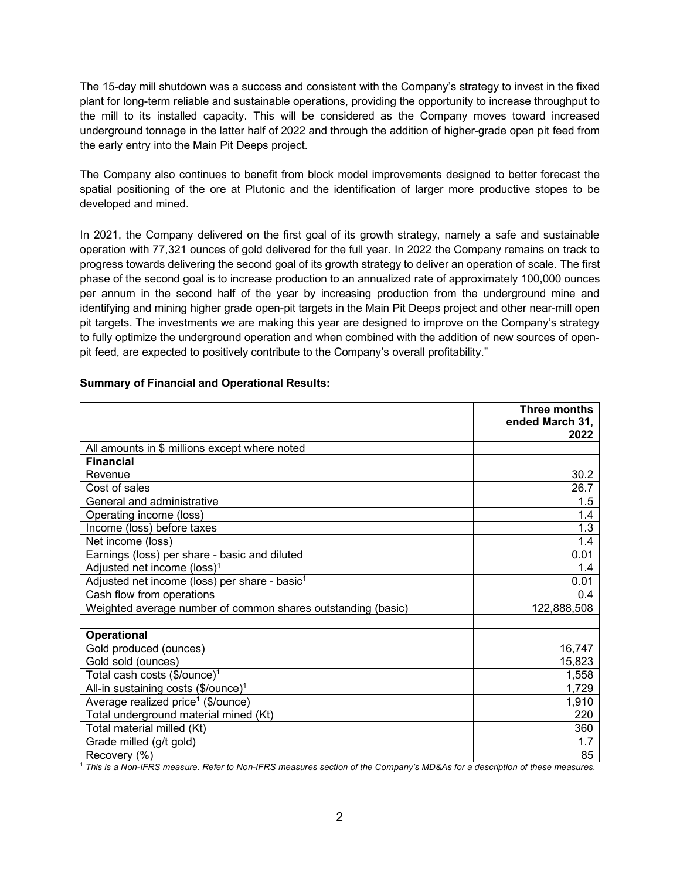The 15-day mill shutdown was a success and consistent with the Company's strategy to invest in the fixed plant for long-term reliable and sustainable operations, providing the opportunity to increase throughput to the mill to its installed capacity. This will be considered as the Company moves toward increased underground tonnage in the latter half of 2022 and through the addition of higher-grade open pit feed from the early entry into the Main Pit Deeps project.

The Company also continues to benefit from block model improvements designed to better forecast the spatial positioning of the ore at Plutonic and the identification of larger more productive stopes to be developed and mined.

In 2021, the Company delivered on the first goal of its growth strategy, namely a safe and sustainable operation with 77,321 ounces of gold delivered for the full year. In 2022 the Company remains on track to progress towards delivering the second goal of its growth strategy to deliver an operation of scale. The first phase of the second goal is to increase production to an annualized rate of approximately 100,000 ounces per annum in the second half of the year by increasing production from the underground mine and identifying and mining higher grade open-pit targets in the Main Pit Deeps project and other near-mill open pit targets. The investments we are making this year are designed to improve on the Company's strategy to fully optimize the underground operation and when combined with the addition of new sources of open-pit feed, are expected to positively contribute to the Company's overall profitability."

**Summary of Financial and Operational Results:**

| | **Three months ended March 31, 2022** |
|---|---:|
| All amounts in $ millions except where noted | |
| **Financial** | |
| Revenue | 30.2 |
| Cost of sales | 26.7 |
| General and administrative | 1.5 |
| Operating income (loss) | 1.4 |
| Income (loss) before taxes | 1.3 |
| Net income (loss) | 1.4 |
| Earnings (loss) per share - basic and diluted | 0.01 |
| Adjusted net income (loss)[1] | 1.4 |
| Adjusted net income (loss) per share - basic[1] | 0.01 |
| Cash flow from operations | 0.4 |
| Weighted average number of common shares outstanding (basic) | 122,888,508 |
| | |
| **Operational** | |
| Gold produced (ounces) | 16,747 |
| Gold sold (ounces) | 15,823 |
| Total cash costs ($/ounce)[1] | 1,558 |
| All-in sustaining costs ($/ounce)[1] | 1,729 |
| Average realized price[1] ($/ounce) | 1,910 |
| Total underground material mined (Kt) | 220 |
| Total material milled (Kt) | 360 |
| Grade milled (g/t gold) | 1.7 |
| Recovery (%) | 85 |

[1] *This is a Non-IFRS measure. Refer to Non-IFRS measures section of the Company's MD&As for a description of these measures.*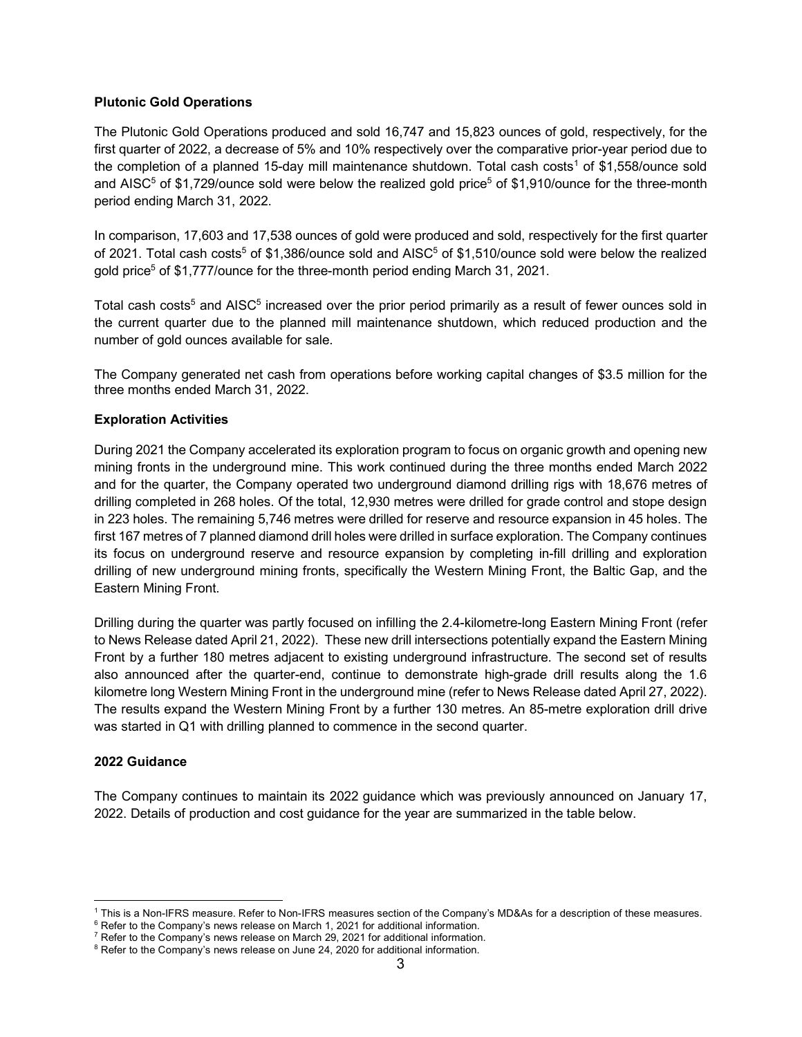**Plutonic Gold Operations**

The Plutonic Gold Operations produced and sold 16,747 and 15,823 ounces of gold, respectively, for the first quarter of 2022, a decrease of 5% and 10% respectively over the comparative prior-year period due to the completion of a planned 15-day mill maintenance shutdown. Total cash costs[1] of $1,558/ounce sold and AISC[5] of $1,729/ounce sold were below the realized gold price[5] of $1,910/ounce for the three-month period ending March 31, 2022.

In comparison, 17,603 and 17,538 ounces of gold were produced and sold, respectively for the first quarter of 2021. Total cash costs[5] of $1,386/ounce sold and AISC[5] of $1,510/ounce sold were below the realized gold price[5] of $1,777/ounce for the three-month period ending March 31, 2021.

Total cash costs[5] and AISC[5] increased over the prior period primarily as a result of fewer ounces sold in the current quarter due to the planned mill maintenance shutdown, which reduced production and the number of gold ounces available for sale.

The Company generated net cash from operations before working capital changes of $3.5 million for the three months ended March 31, 2022.

**Exploration Activities**

During 2021 the Company accelerated its exploration program to focus on organic growth and opening new mining fronts in the underground mine. This work continued during the three months ended March 2022 and for the quarter, the Company operated two underground diamond drilling rigs with 18,676 metres of drilling completed in 268 holes. Of the total, 12,930 metres were drilled for grade control and stope design in 223 holes. The remaining 5,746 metres were drilled for reserve and resource expansion in 45 holes. The first 167 metres of 7 planned diamond drill holes were drilled in surface exploration. The Company continues its focus on underground reserve and resource expansion by completing in-fill drilling and exploration drilling of new underground mining fronts, specifically the Western Mining Front, the Baltic Gap, and the Eastern Mining Front.

Drilling during the quarter was partly focused on infilling the 2.4-kilometre-long Eastern Mining Front (refer to News Release dated April 21, 2022). These new drill intersections potentially expand the Eastern Mining Front by a further 180 metres adjacent to existing underground infrastructure. The second set of results also announced after the quarter-end, continue to demonstrate high-grade drill results along the 1.6 kilometre long Western Mining Front in the underground mine (refer to News Release dated April 27, 2022). The results expand the Western Mining Front by a further 130 metres. An 85-metre exploration drill drive was started in Q1 with drilling planned to commence in the second quarter.

**2022 Guidance**

The Company continues to maintain its 2022 guidance which was previously announced on January 17, 2022. Details of production and cost guidance for the year are summarized in the table below.

---

[1] This is a Non-IFRS measure. Refer to Non-IFRS measures section of the Company's MD&As for a description of these measures.
[6] Refer to the Company's news release on March 1, 2021 for additional information.
[7] Refer to the Company's news release on March 29, 2021 for additional information.
[8] Refer to the Company's news release on June 24, 2020 for additional information.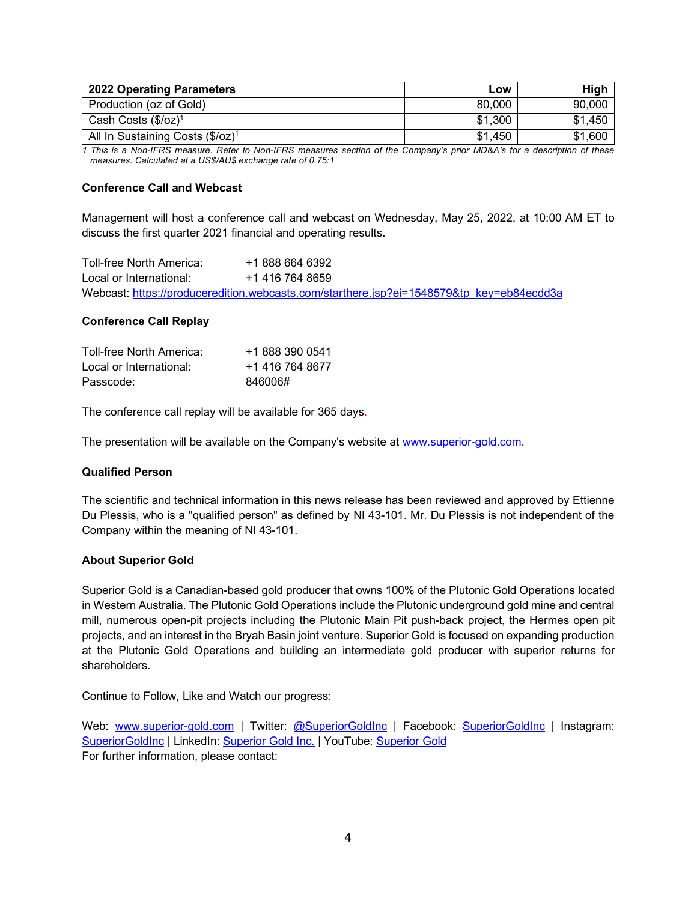| 2022 Operating Parameters | Low | High |
|---|---|---|
| Production (oz of Gold) | 80,000 | 90,000 |
| Cash Costs ($/oz)[1] | $1,300 | $1,450 |
| All In Sustaining Costs ($/oz)[1] | $1,450 | $1,600 |

*1 This is a Non-IFRS measure. Refer to Non-IFRS measures section of the Company's prior MD&A's for a description of these measures. Calculated at a US$/AU$ exchange rate of 0.75:1*

**Conference Call and Webcast**

Management will host a conference call and webcast on Wednesday, May 25, 2022, at 10:00 AM ET to discuss the first quarter 2021 financial and operating results.

Toll-free North America: +1 888 664 6392
Local or International: +1 416 764 8659
Webcast: https://produceredition.webcasts.com/starthere.jsp?ei=1548579&tp_key=eb84ecdd3a

**Conference Call Replay**

Toll-free North America: +1 888 390 0541
Local or International: +1 416 764 8677
Passcode: 846006#

The conference call replay will be available for 365 days.

The presentation will be available on the Company's website at www.superior-gold.com.

**Qualified Person**

The scientific and technical information in this news release has been reviewed and approved by Ettienne Du Plessis, who is a "qualified person" as defined by NI 43-101. Mr. Du Plessis is not independent of the Company within the meaning of NI 43-101.

**About Superior Gold**

Superior Gold is a Canadian-based gold producer that owns 100% of the Plutonic Gold Operations located in Western Australia. The Plutonic Gold Operations include the Plutonic underground gold mine and central mill, numerous open-pit projects including the Plutonic Main Pit push-back project, the Hermes open pit projects, and an interest in the Bryah Basin joint venture. Superior Gold is focused on expanding production at the Plutonic Gold Operations and building an intermediate gold producer with superior returns for shareholders.

Continue to Follow, Like and Watch our progress:

Web: www.superior-gold.com | Twitter: @SuperiorGoldInc | Facebook: SuperiorGoldInc | Instagram: SuperiorGoldInc | LinkedIn: Superior Gold Inc. | YouTube: Superior Gold
For further information, please contact: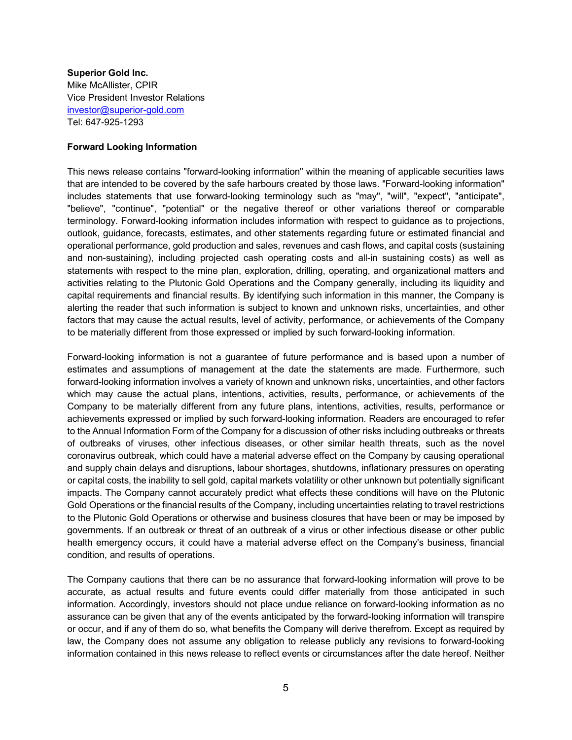**Superior Gold Inc.**
Mike McAllister, CPIR
Vice President Investor Relations
investor@superior-gold.com
Tel: 647-925-1293

**Forward Looking Information**

This news release contains "forward-looking information" within the meaning of applicable securities laws that are intended to be covered by the safe harbours created by those laws. "Forward-looking information" includes statements that use forward-looking terminology such as "may", "will", "expect", "anticipate", "believe", "continue", "potential" or the negative thereof or other variations thereof or comparable terminology. Forward-looking information includes information with respect to guidance as to projections, outlook, guidance, forecasts, estimates, and other statements regarding future or estimated financial and operational performance, gold production and sales, revenues and cash flows, and capital costs (sustaining and non-sustaining), including projected cash operating costs and all-in sustaining costs) as well as statements with respect to the mine plan, exploration, drilling, operating, and organizational matters and activities relating to the Plutonic Gold Operations and the Company generally, including its liquidity and capital requirements and financial results. By identifying such information in this manner, the Company is alerting the reader that such information is subject to known and unknown risks, uncertainties, and other factors that may cause the actual results, level of activity, performance, or achievements of the Company to be materially different from those expressed or implied by such forward-looking information.

Forward-looking information is not a guarantee of future performance and is based upon a number of estimates and assumptions of management at the date the statements are made. Furthermore, such forward-looking information involves a variety of known and unknown risks, uncertainties, and other factors which may cause the actual plans, intentions, activities, results, performance, or achievements of the Company to be materially different from any future plans, intentions, activities, results, performance or achievements expressed or implied by such forward-looking information. Readers are encouraged to refer to the Annual Information Form of the Company for a discussion of other risks including outbreaks or threats of outbreaks of viruses, other infectious diseases, or other similar health threats, such as the novel coronavirus outbreak, which could have a material adverse effect on the Company by causing operational and supply chain delays and disruptions, labour shortages, shutdowns, inflationary pressures on operating or capital costs, the inability to sell gold, capital markets volatility or other unknown but potentially significant impacts. The Company cannot accurately predict what effects these conditions will have on the Plutonic Gold Operations or the financial results of the Company, including uncertainties relating to travel restrictions to the Plutonic Gold Operations or otherwise and business closures that have been or may be imposed by governments. If an outbreak or threat of an outbreak of a virus or other infectious disease or other public health emergency occurs, it could have a material adverse effect on the Company's business, financial condition, and results of operations.

The Company cautions that there can be no assurance that forward-looking information will prove to be accurate, as actual results and future events could differ materially from those anticipated in such information. Accordingly, investors should not place undue reliance on forward-looking information as no assurance can be given that any of the events anticipated by the forward-looking information will transpire or occur, and if any of them do so, what benefits the Company will derive therefrom. Except as required by law, the Company does not assume any obligation to release publicly any revisions to forward-looking information contained in this news release to reflect events or circumstances after the date hereof. Neither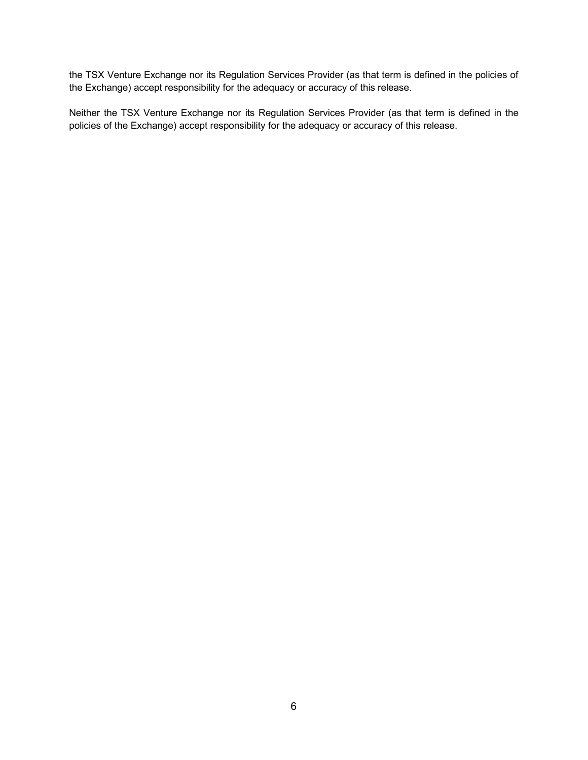the TSX Venture Exchange nor its Regulation Services Provider (as that term is defined in the policies of the Exchange) accept responsibility for the adequacy or accuracy of this release.

Neither the TSX Venture Exchange nor its Regulation Services Provider (as that term is defined in the policies of the Exchange) accept responsibility for the adequacy or accuracy of this release.